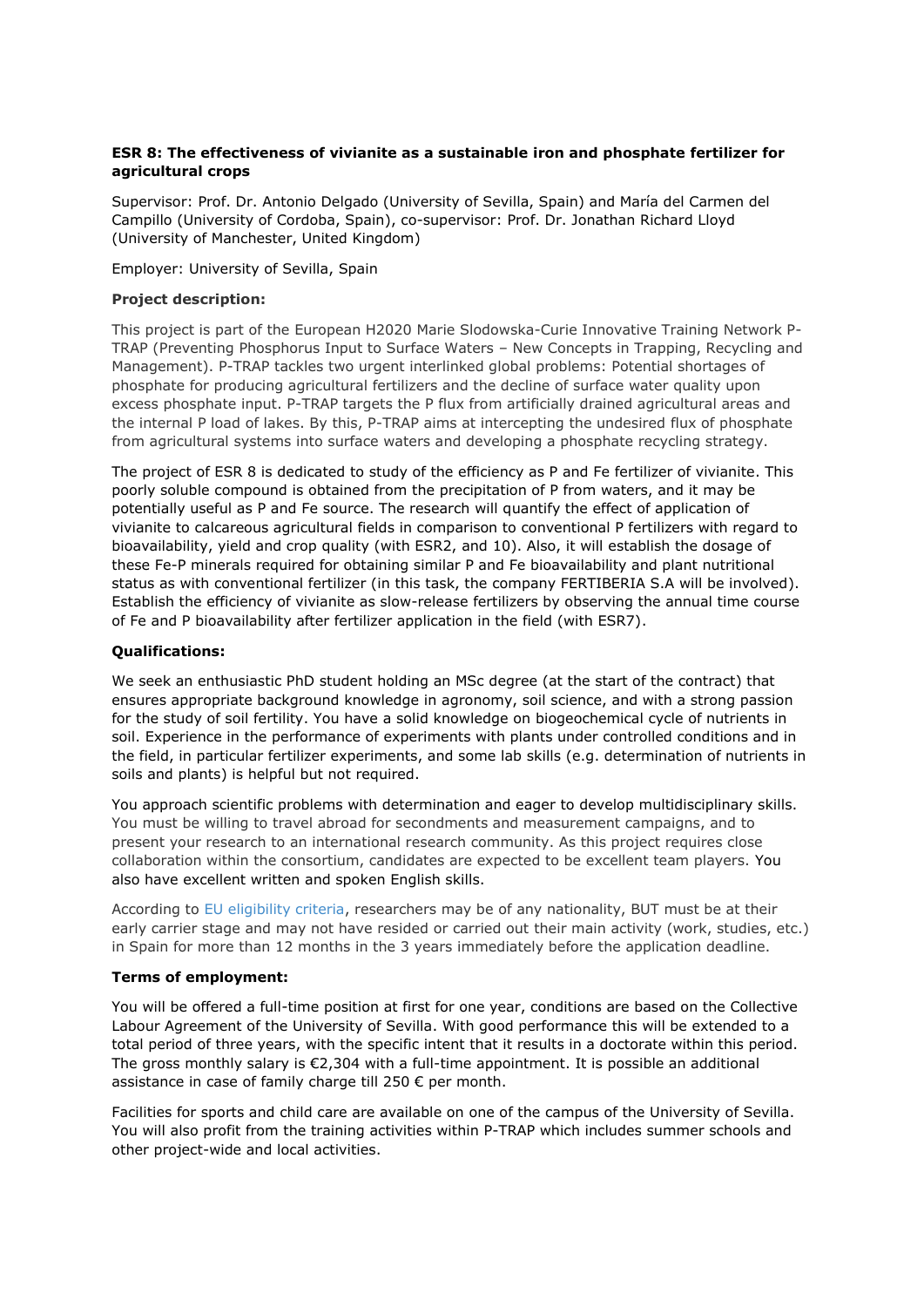**ESR 8: The effectiveness of vivianite as a sustainable iron and phosphate fertilizer for agricultural crops**

Supervisor: Prof. Dr. Antonio Delgado (University of Sevilla, Spain) and María del Carmen del Campillo (University of Cordoba, Spain), co-supervisor: Prof. Dr. Jonathan Richard Lloyd (University of Manchester, United Kingdom)

Employer: University of Sevilla, Spain

**Project description:**

This project is part of the European H2020 Marie Slodowska-Curie Innovative Training Network P-TRAP (Preventing Phosphorus Input to Surface Waters – New Concepts in Trapping, Recycling and Management). P-TRAP tackles two urgent interlinked global problems: Potential shortages of phosphate for producing agricultural fertilizers and the decline of surface water quality upon excess phosphate input. P-TRAP targets the P flux from artificially drained agricultural areas and the internal P load of lakes. By this, P-TRAP aims at intercepting the undesired flux of phosphate from agricultural systems into surface waters and developing a phosphate recycling strategy.

The project of ESR 8 is dedicated to study of the efficiency as P and Fe fertilizer of vivianite. This poorly soluble compound is obtained from the precipitation of P from waters, and it may be potentially useful as P and Fe source. The research will quantify the effect of application of vivianite to calcareous agricultural fields in comparison to conventional P fertilizers with regard to bioavailability, yield and crop quality (with ESR2, and 10). Also, it will establish the dosage of these Fe-P minerals required for obtaining similar P and Fe bioavailability and plant nutritional status as with conventional fertilizer (in this task, the company FERTIBERIA S.A will be involved). Establish the efficiency of vivianite as slow-release fertilizers by observing the annual time course of Fe and P bioavailability after fertilizer application in the field (with ESR7).

**Qualifications:**

We seek an enthusiastic PhD student holding an MSc degree (at the start of the contract) that ensures appropriate background knowledge in agronomy, soil science, and with a strong passion for the study of soil fertility. You have a solid knowledge on biogeochemical cycle of nutrients in soil. Experience in the performance of experiments with plants under controlled conditions and in the field, in particular fertilizer experiments, and some lab skills (e.g. determination of nutrients in soils and plants) is helpful but not required.

You approach scientific problems with determination and eager to develop multidisciplinary skills. You must be willing to travel abroad for secondments and measurement campaigns, and to present your research to an international research community. As this project requires close collaboration within the consortium, candidates are expected to be excellent team players. You also have excellent written and spoken English skills.

According to EU eligibility criteria, researchers may be of any nationality, BUT must be at their early carrier stage and may not have resided or carried out their main activity (work, studies, etc.) in Spain for more than 12 months in the 3 years immediately before the application deadline.

**Terms of employment:**

You will be offered a full-time position at first for one year, conditions are based on the Collective Labour Agreement of the University of Sevilla. With good performance this will be extended to a total period of three years, with the specific intent that it results in a doctorate within this period. The gross monthly salary is €2,304 with a full-time appointment. It is possible an additional assistance in case of family charge till 250 € per month.

Facilities for sports and child care are available on one of the campus of the University of Sevilla. You will also profit from the training activities within P-TRAP which includes summer schools and other project-wide and local activities.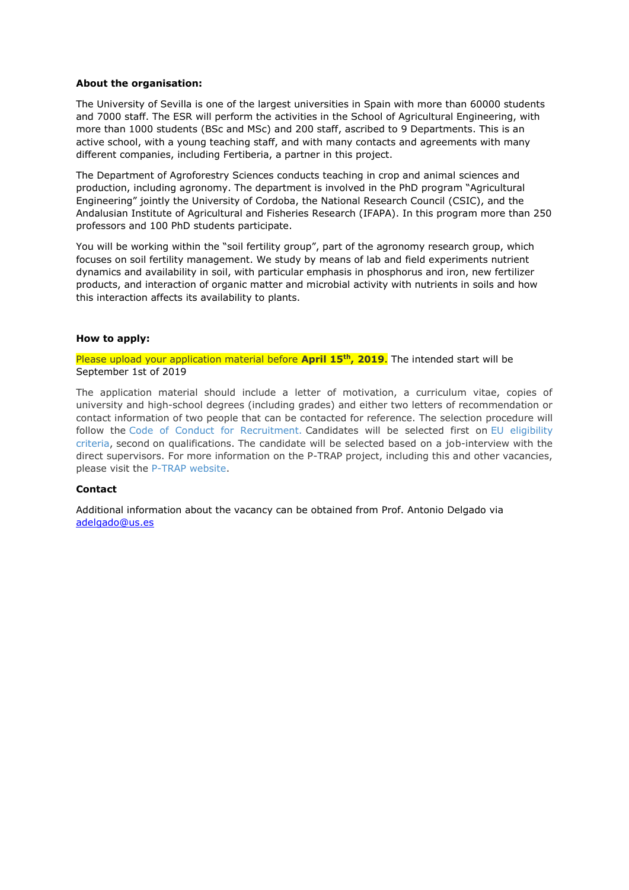**About the organisation:**

The University of Sevilla is one of the largest universities in Spain with more than 60000 students and 7000 staff. The ESR will perform the activities in the School of Agricultural Engineering, with more than 1000 students (BSc and MSc) and 200 staff, ascribed to 9 Departments. This is an active school, with a young teaching staff, and with many contacts and agreements with many different companies, including Fertiberia, a partner in this project.

The Department of Agroforestry Sciences conducts teaching in crop and animal sciences and production, including agronomy. The department is involved in the PhD program "Agricultural Engineering" jointly the University of Cordoba, the National Research Council (CSIC), and the Andalusian Institute of Agricultural and Fisheries Research (IFAPA). In this program more than 250 professors and 100 PhD students participate.

You will be working within the "soil fertility group", part of the agronomy research group, which focuses on soil fertility management. We study by means of lab and field experiments nutrient dynamics and availability in soil, with particular emphasis in phosphorus and iron, new fertilizer products, and interaction of organic matter and microbial activity with nutrients in soils and how this interaction affects its availability to plants.

**How to apply:**

Please upload your application material before **April 15th, 2019**. The intended start will be September 1st of 2019

The application material should include a letter of motivation, a curriculum vitae, copies of university and high-school degrees (including grades) and either two letters of recommendation or contact information of two people that can be contacted for reference. The selection procedure will follow the Code of Conduct for Recruitment. Candidates will be selected first on EU eligibility criteria, second on qualifications. The candidate will be selected based on a job-interview with the direct supervisors. For more information on the P-TRAP project, including this and other vacancies, please visit the P-TRAP website.

**Contact**

Additional information about the vacancy can be obtained from Prof. Antonio Delgado via adelgado@us.es